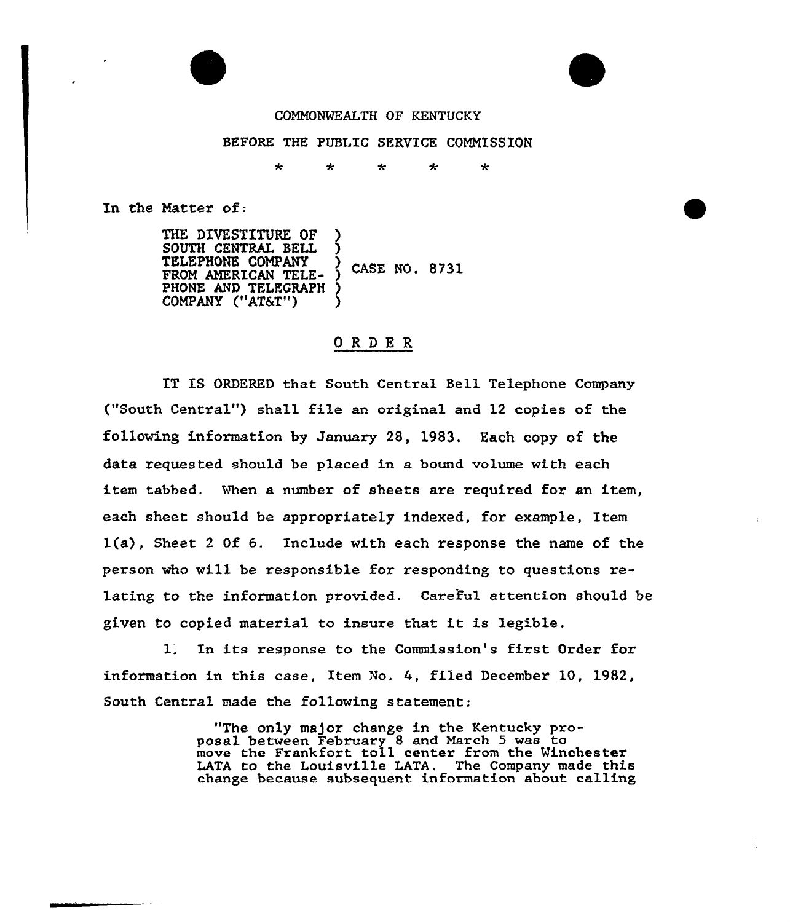COMMONWEALTH OF KENTUCKY

BEFORE THE PUBLIC SERVICE COMMISSION

\* \* \* \* \*

In the Matter of:

THE DIVESTITURE OF SOUTH CENTRAL BELL TELEPHONE COMPANY FROM AMERICAN TELEPHONE AND TELEGRAPH COMPANY ("AT&T") ) CASE NO. 8731

# O R D E R

IT IS ORDERED that South Central Bell Telephone Company ("South Central") shall file an original and 12 copies of the following information by January 28, 1983. Each copy of the data requested should be placed in a bound volume with each item tabbed. When a number of sheets are required for an item, each sheet should be appropriately indexed, for example, Item 1(a), Sheet 2 Of 6. Include with each response the name of the person who will be responsible for responding to questions relating to the information provided. Careful attention should be given to copied material to insure that it is legible.

1. In its response to the Commission's first Order for information in this case, Item No. 4, filed December 10, 1982, South Central made the following statement:

> "The only major change in the Kentucky proposal between February 8 and March 5 was to move the Frankfort toll center from the Winchester LATA to the Louisville LATA. The Company made this change because subsequent information about calling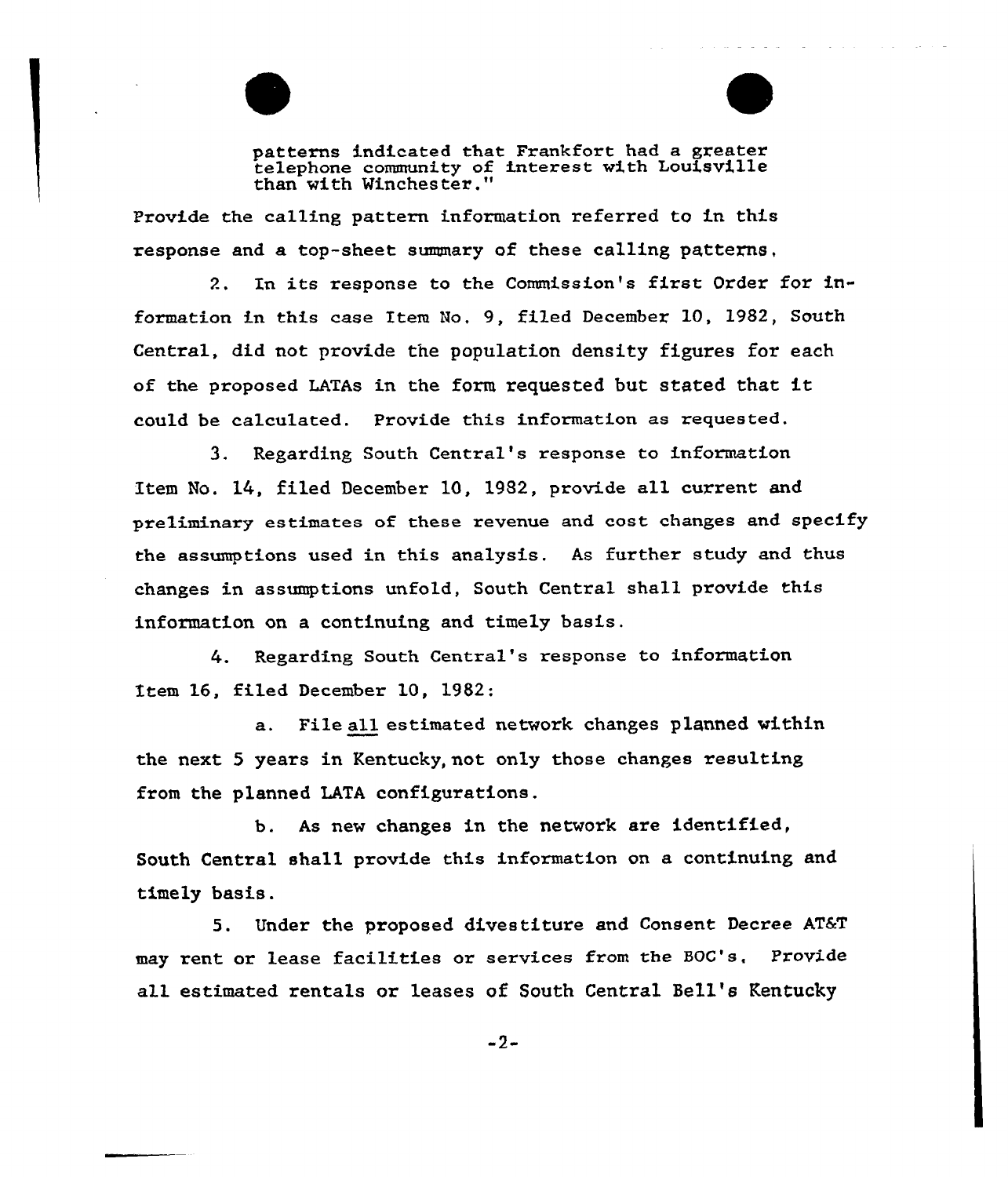> patterns indicated that Frankfort had a greater telephone community of interest with Louisville than with Winchester."

Provide the calling pattern information referred to in this response and a top-sheet summary of these calling patterns.

2. In its response to the Commission's first Order for information in this case Item No. 9, filed December 10, 1982, South Central, did not provide the population density figures for each of the proposed LATAs in the form requested but stated that it could be calculated. Provide this information as requested.

3. Regarding South Central's response to information Item No. 14, filed December 10, 1982, provide all current and preliminary estimates of these revenue and cost changes and specify the assumptions used in this analysis. As further study and thus changes in assumptions unfold, South Central shall provide this information on a continuing and timely basis.

4. Regarding South Central's response to information Item 16, filed December 10, 1982:

   a. File all estimated network changes planned within the next 5 years in Kentucky, not only those changes resulting from the planned LATA configurations.

   b. As new changes in the network are identified, South Central shall provide this information on a continuing and timely basis.

5. Under the proposed divestiture and Consent Decree AT&T may rent or lease facilities or services from the BOC's. Provide all estimated rentals or leases of South Central Bell's Kentucky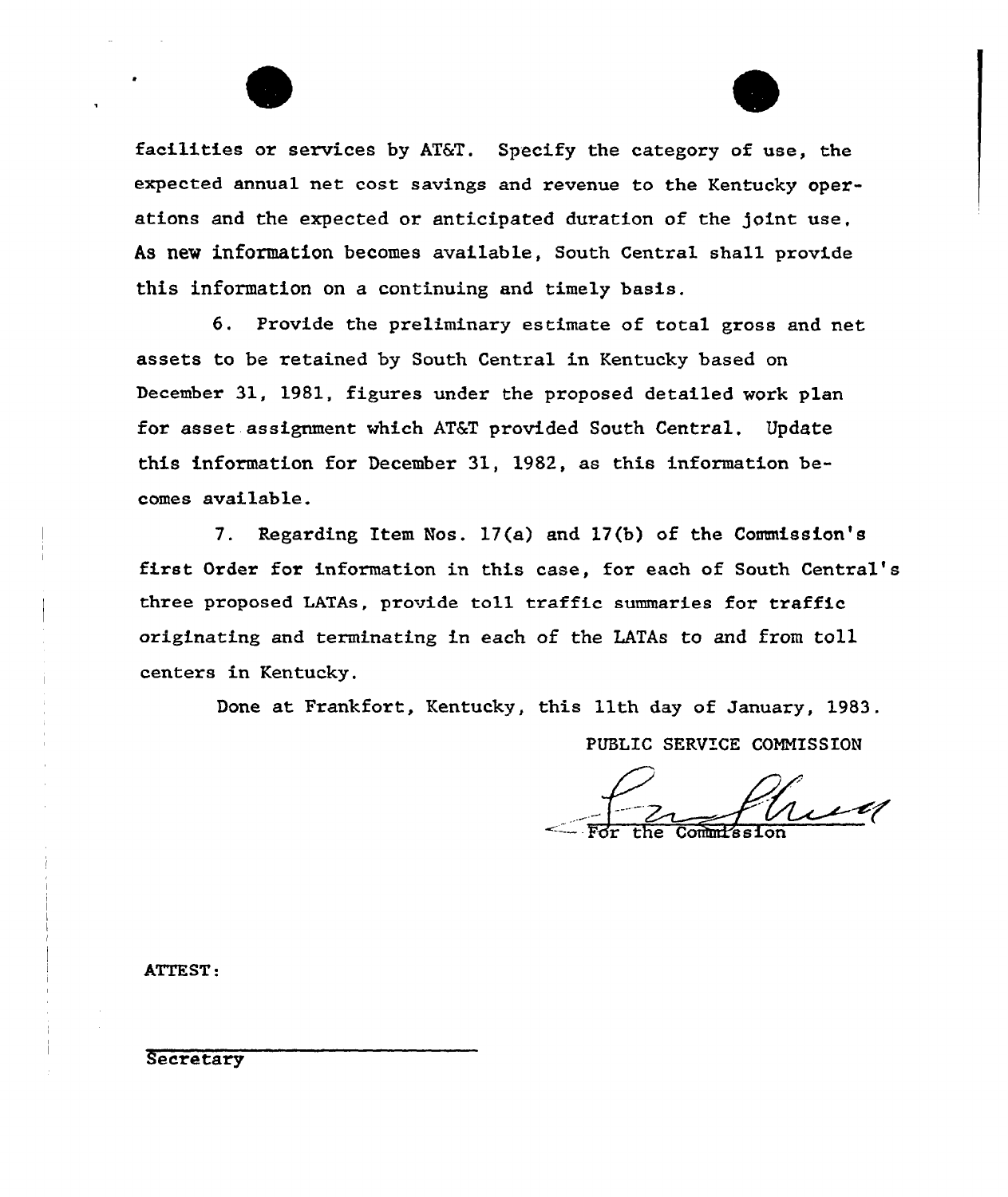facilities or services by AT&T. Specify the category of use, the expected annual net cost savings and revenue to the Kentucky operations and the expected or anticipated duration of the joint use. As new information becomes available, South Central shall provide this information on a continuing and timely basis.

6. Provide the preliminary estimate of total gross and net assets to be retained by South Central in Kentucky based on December 31, 1981, figures under the proposed detailed work plan for asset assignment which AT&T provided South Central. Update this information for December 31, 1982, as this information becomes available.

7. Regarding Item Nos. 17(a) and 17(b) of the Commission's first Order for information in this case, for each of South Central's three proposed LATAs, provide toll traffic summaries for traffic originating and terminating in each of the LATAs to and from toll centers in Kentucky.

Done at Frankfort, Kentucky, this 11th day of January, 1983.

PUBLIC SERVICE COMMISSION

For the Commission

ATTEST:

Secretary